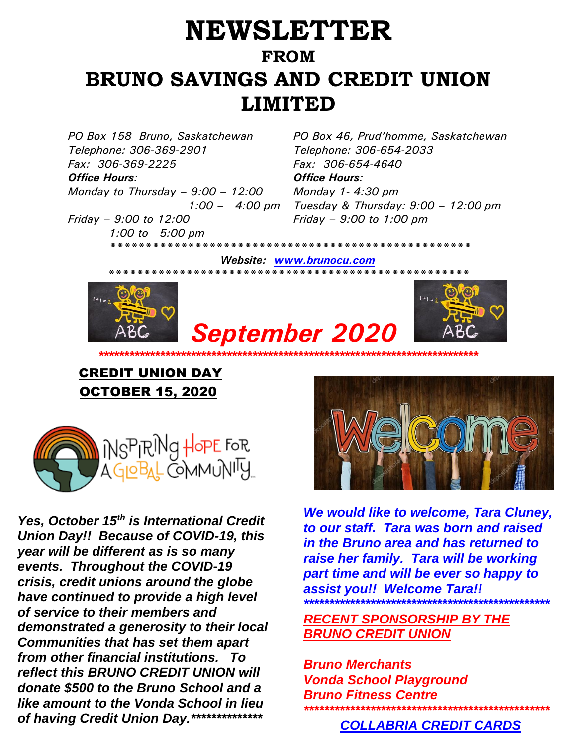# NEWSLETTER

## FROM

# BRUNO SAVINGS AND CREDIT UNION LIMITED

*PO Box 158 Bruno, Saskatchewan*
*Telephone: 306-369-2901*
*Fax: 306-369-2225*
***Office Hours:***
*Monday to Thursday – 9:00 – 12:00*
*1:00 – 4:00 pm*
*Friday – 9:00 to 12:00*
*1:00 to 5:00 pm*

*PO Box 46, Prud'homme, Saskatchewan*
*Telephone: 306-654-2033*
*Fax: 306-654-4640*
***Office Hours:***
*Monday 1- 4:30 pm*
*Tuesday & Thursday: 9:00 – 12:00 pm*
*Friday – 9:00 to 1:00 pm*

*****************************************************

***Website:*** ***www.brunocu.com***

*****************************************************

## *September 2020*

*******************************************************************************

## CREDIT UNION DAY OCTOBER 15, 2020

INSPIRING HOPE FOR A GLOBAL COMMUNITY

***Yes, October 15th is International Credit Union Day!! Because of COVID-19, this year will be different as is so many events. Throughout the COVID-19 crisis, credit unions around the globe have continued to provide a high level of service to their members and demonstrated a generosity to their local Communities that has set them apart from other financial institutions. To reflect this BRUNO CREDIT UNION will donate $500 to the Bruno School and a like amount to the Vonda School in lieu of having Credit Union Day.**************

Welcome

***We would like to welcome, Tara Cluney, to our staff. Tara was born and raised in the Bruno area and has returned to raise her family. Tara will be working part time and will be ever so happy to assist you!! Welcome Tara!!***

*************************************************

***RECENT SPONSORSHIP BY THE BRUNO CREDIT UNION***

***Bruno Merchants***
***Vonda School Playground***
***Bruno Fitness Centre***

*************************************************

***COLLABRIA CREDIT CARDS***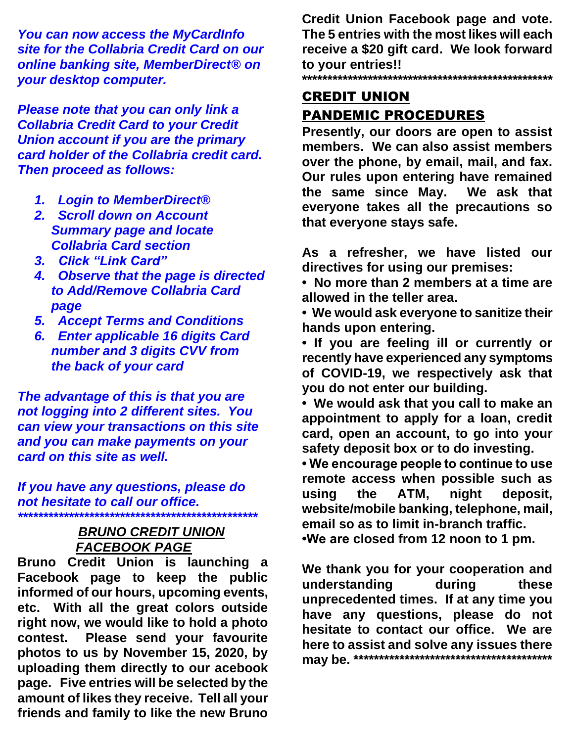*You can now access the MyCardInfo site for the Collabria Credit Card on our online banking site, MemberDirect® on your desktop computer.*

*Please note that you can only link a Collabria Credit Card to your Credit Union account if you are the primary card holder of the Collabria credit card. Then proceed as follows:*

1. *Login to MemberDirect®*
2. *Scroll down on Account Summary page and locate Collabria Card section*
3. *Click "Link Card"*
4. *Observe that the page is directed to Add/Remove Collabria Card page*
5. *Accept Terms and Conditions*
6. *Enter applicable 16 digits Card number and 3 digits CVV from the back of your card*

*The advantage of this is that you are not logging into 2 different sites. You can view your transactions on this site and you can make payments on your card on this site as well.*

*If you have any questions, please do not hesitate to call our office.*

*************************************************

## BRUNO CREDIT UNION FACEBOOK PAGE

**Bruno Credit Union is launching a Facebook page to keep the public informed of our hours, upcoming events, etc. With all the great colors outside right now, we would like to hold a photo contest. Please send your favourite photos to us by November 15, 2020, by uploading them directly to our acebook page. Five entries will be selected by the amount of likes they receive. Tell all your friends and family to like the new Bruno Credit Union Facebook page and vote. The 5 entries with the most likes will each receive a $20 gift card. We look forward to your entries!!**

****************************************************

## CREDIT UNION PANDEMIC PROCEDURES

**Presently, our doors are open to assist members. We can also assist members over the phone, by email, mail, and fax. Our rules upon entering have remained the same since May. We ask that everyone takes all the precautions so that everyone stays safe.**

**As a refresher, we have listed our directives for using our premises:**

- **No more than 2 members at a time are allowed in the teller area.**
- **We would ask everyone to sanitize their hands upon entering.**
- **If you are feeling ill or currently or recently have experienced any symptoms of COVID-19, we respectively ask that you do not enter our building.**
- **We would ask that you call to make an appointment to apply for a loan, credit card, open an account, to go into your safety deposit box or to do investing.**
- **We encourage people to continue to use remote access when possible such as using the ATM, night deposit, website/mobile banking, telephone, mail, email so as to limit in-branch traffic.**
- **We are closed from 12 noon to 1 pm.**

**We thank you for your cooperation and understanding during these unprecedented times. If at any time you have any questions, please do not hesitate to contact our office. We are here to assist and solve any issues there may be.** ***************************************